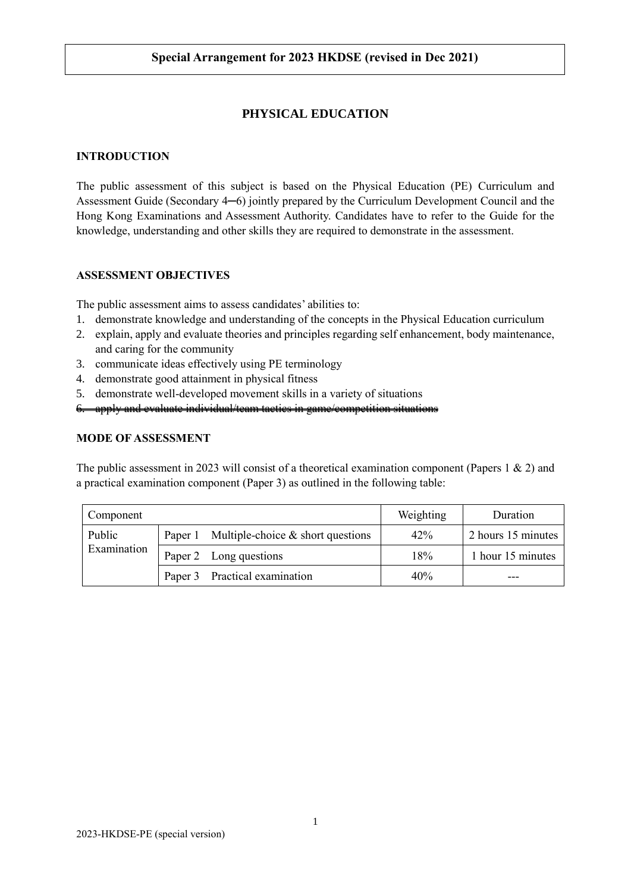**Special Arrangement for 2023 HKDSE (revised in Dec 2021)**

# PHYSICAL EDUCATION

## INTRODUCTION

The public assessment of this subject is based on the Physical Education (PE) Curriculum and Assessment Guide (Secondary 4─6) jointly prepared by the Curriculum Development Council and the Hong Kong Examinations and Assessment Authority. Candidates have to refer to the Guide for the knowledge, understanding and other skills they are required to demonstrate in the assessment.

## ASSESSMENT OBJECTIVES

The public assessment aims to assess candidates' abilities to:

1. demonstrate knowledge and understanding of the concepts in the Physical Education curriculum
2. explain, apply and evaluate theories and principles regarding self enhancement, body maintenance, and caring for the community
3. communicate ideas effectively using PE terminology
4. demonstrate good attainment in physical fitness
5. demonstrate well-developed movement skills in a variety of situations
6. ~~apply and evaluate individual/team tactics in game/competition situations~~

## MODE OF ASSESSMENT

The public assessment in 2023 will consist of a theoretical examination component (Papers 1 & 2) and a practical examination component (Paper 3) as outlined in the following table:

| Component | | Weighting | Duration |
|---|---|---|---|
| Public Examination | Paper 1 Multiple-choice & short questions | 42% | 2 hours 15 minutes |
| | Paper 2 Long questions | 18% | 1 hour 15 minutes |
| | Paper 3 Practical examination | 40% | --- |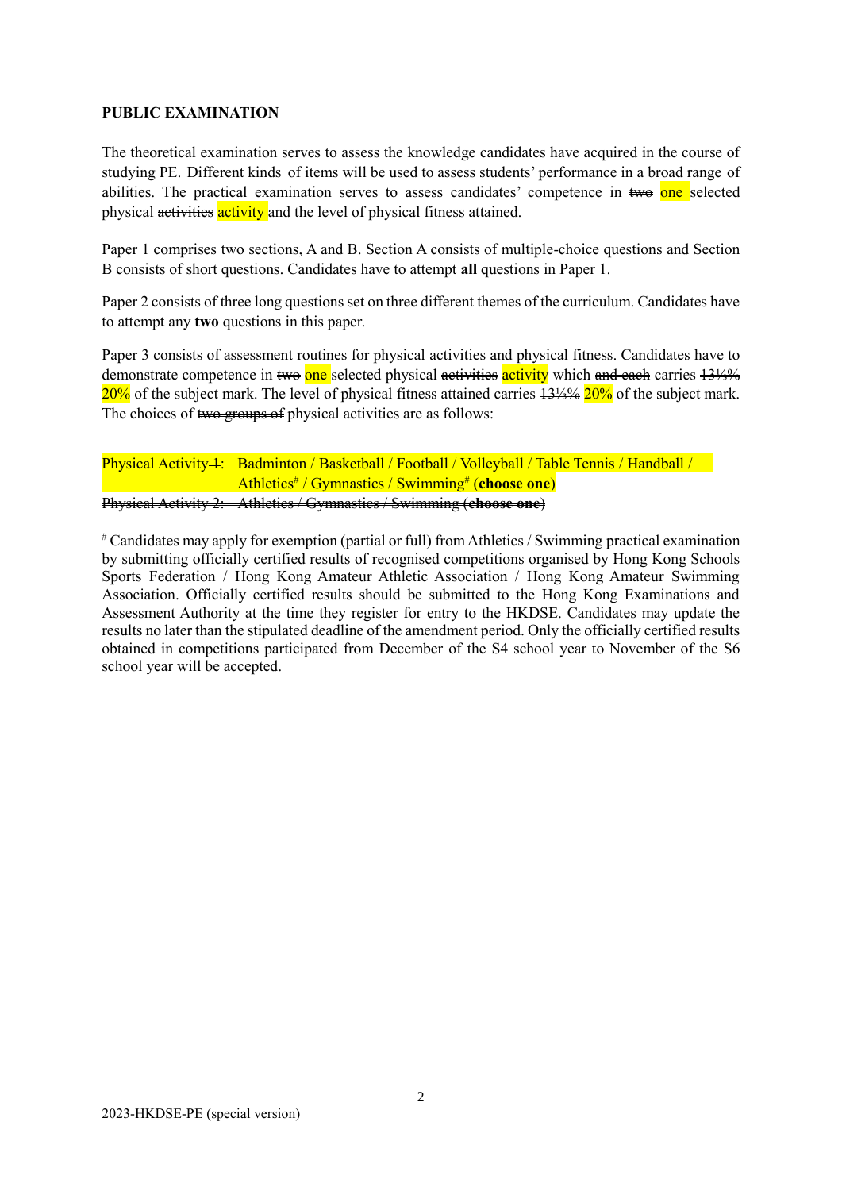**PUBLIC EXAMINATION**

The theoretical examination serves to assess the knowledge candidates have acquired in the course of studying PE. Different kinds of items will be used to assess students' performance in a broad range of abilities. The practical examination serves to assess candidates' competence in ~~two~~ one selected physical ~~activities~~ activity and the level of physical fitness attained.

Paper 1 comprises two sections, A and B. Section A consists of multiple-choice questions and Section B consists of short questions. Candidates have to attempt **all** questions in Paper 1.

Paper 2 consists of three long questions set on three different themes of the curriculum. Candidates have to attempt any **two** questions in this paper.

Paper 3 consists of assessment routines for physical activities and physical fitness. Candidates have to demonstrate competence in ~~two~~ one selected physical ~~activities~~ activity which ~~and each~~ carries ~~13⅓%~~ 20% of the subject mark. The level of physical fitness attained carries ~~13⅓%~~ 20% of the subject mark. The choices of ~~two groups of~~ physical activities are as follows:

Physical Activity~~1~~: Badminton / Basketball / Football / Volleyball / Table Tennis / Handball / Athletics# / Gymnastics / Swimming# (**choose one**)

~~Physical Activity 2: Athletics / Gymnastics / Swimming (**choose one**)~~

# Candidates may apply for exemption (partial or full) from Athletics / Swimming practical examination by submitting officially certified results of recognised competitions organised by Hong Kong Schools Sports Federation / Hong Kong Amateur Athletic Association / Hong Kong Amateur Swimming Association. Officially certified results should be submitted to the Hong Kong Examinations and Assessment Authority at the time they register for entry to the HKDSE. Candidates may update the results no later than the stipulated deadline of the amendment period. Only the officially certified results obtained in competitions participated from December of the S4 school year to November of the S6 school year will be accepted.